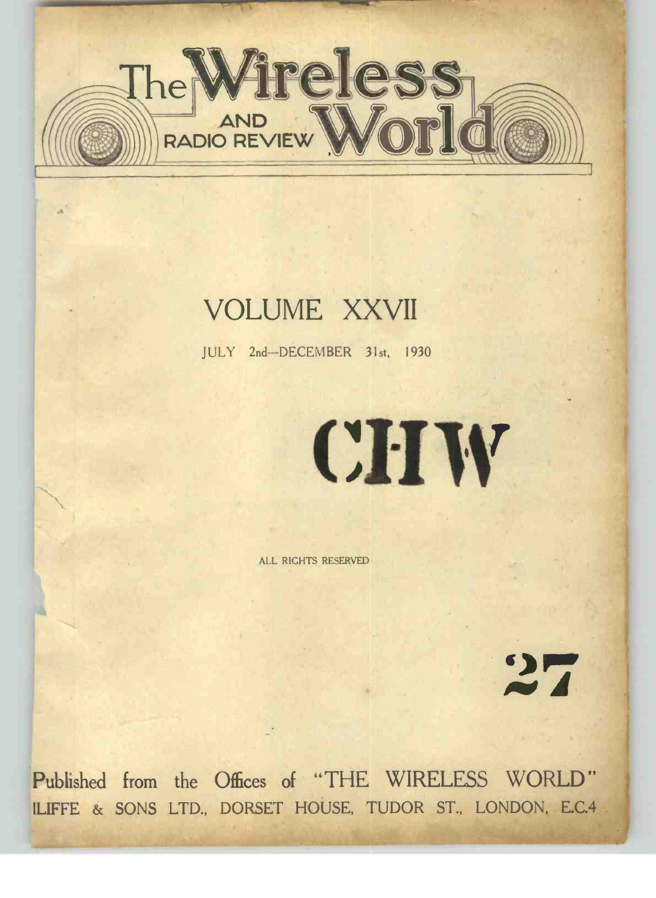# The Wireless World AND RADIO REVIEW

## VOLUME XXVII

JULY 2nd—DECEMBER 31st, 1930

CHW

ALL RIGHTS RESERVED

27

Published from the Offices of "THE WIRELESS WORLD"
ILIFFE & SONS LTD., DORSET HOUSE, TUDOR ST., LONDON, E.C.4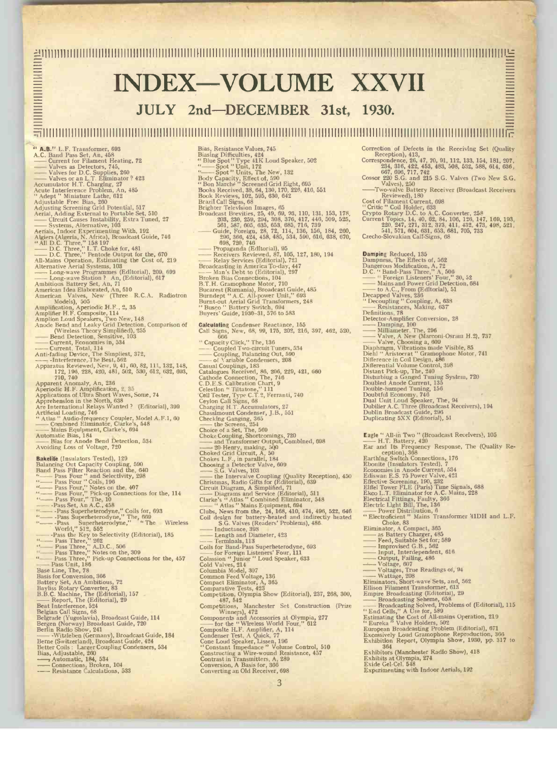# INDEX—VOLUME XXVII

## JULY 2nd—DECEMBER 31st, 1930.

"**A.B.**" L.F. Transformer, 693
A.C. Band Pass Set, An, 458
—— Current for Filament Heating, 72
—— Valves as Detectors, 745
—— Valves for D.C. Supplies, 260
—— Valves or an L.T. Eliminator ? 423
Accumulator H.T. Charging, 27
Acute Interference Problem, An, 485
"Adept" Miniature Lathe, 612
Adjustable Free Bias, 260
Adjusting Screening Grid Potential, 517
Aerial, Adding External to Portable Set, 510
—— Circuit Causes Instability, Extra Tuned, 27
—— Systems, Alternative, 103
Aerials, Indoor Experimenting With, 192
Algiers (Algeria, N. Africa), Broadcast Guide, 746
"All D.C. Three," 158 197
—— D.C. Three," L.T. Choke for, 481
—— D.C. Three," Pentode Output for the, 670
All-Mains Operation, Estimating the Cost of, 219
Alternative Aerial Systems, 103
—— Long-wave Programmes (Editorial), 209, 699
—— Long-wave Station ? An, (Editorial), 617
Ambitious Battery Set, An, 71
American Idea Elaborated, An, 510
American Valves, New (Three R.C.A. Radiotron Models), 505
Amplification, Aperiodic H.F., 2, 35
Amplifier H.F. Composite, 114
Amplion Loud Speakers, Two New, 148
Anode Bend and Leaky Grid Detection, Comparison of (Wireless Theory Simplified), 255
—— Bend Detection, Sensitive, 103
—— Current, Economies in, 534
—— Current, Total, 114
Anti-fading Device, The Simplest, 372,
—— -Interference, The Best, 562
Apparatus Reviewed, New, 9, 41, 60, 82, 111, 132, 148, 172, 196, 228, 420, 481, 502, 530, 612, 632, 693, 710, 740
Apparent Anomaly, An, 236
Aperiodic H.F. Amplification, 2, 35
Applications of Ultra Short Waves, Some, 74
Apprehension in the North, 638
Are International Relays Wanted ? (Editorial), 309
Artificial Loading, 746
"Atlas" Audio-frequency Coupler, Model A.F.1, 60
—— Combined Eliminator, Clarke's, 548
—— Mains Equipment, Clarke's, 694
Automatic Bias, 184
—— Bias for Anode Bend Detection, 534
Avoiding Loss of Voltage, 720

**Bakelite** (Insulators Tested), 129
Balancing Out Capacity Coupling, 590
Band Pass Filter Reaction and the, 640
"—— Pass Four" and Selectivity, 208
"—— Pass Four" Coils, 196
"—— Pass Four," Notes on the, 407
"—— Pass Four," Pick-up Connections for the, 114
"—— Pass Four," The, 10
—— -Pass Set, An A.C., 458
"—— -Pass Superheterodyne," Coils for, 693
"—— -Pass Superheterodyne," The, 669
"—— -Pass Superheterodyne," "The Wireless World," 512, 552
—— -Pass the Key to Selectivity (Editorial), 185
"—— Pass Three," 262
"—— Pass Three," A.D.C., 506
"—— Pass Three," Notes on the, 309
"—— Pass Three," Pick-up Connections for the, 457
—— Pass Unit, 186
Base Line, The, 78
Basis for Conversion, 366
Battery Set, An Ambitious, 72
Bayliss Rotary Converter, 83
B.B.C. Machine, The (Editorial), 157
—— Report, The (Editorial), 29
Beat Interference, 524
Belgian Call Signs, 68
Belgrade (Yugoslavia), Broadcast Guide, 114
Bergen (Norway) Broadcast Guide, 720
Berlin Radio Show, 241
—— -Witzleben (Germany), Broadcast Guide, 184
Berne (Switzerland), Broadcast Guide, 424
Better Coils: Larger Coupling Condensers, 534
Bias, Adjustable, 260
——, Automatic, 184, 534
—— Connections, Broken, 104
—— Resistance Calculations, 533

Bias, Resistance Values, 745
Biasing Difficulties, 424
"Blue Spot" Type 41K Loud Speaker, 502
"—— Spot" Unit, 172
"—— Spot" Units, The New, 132
Body Capacity, Effect of, 590
"Bon Marché" Screened Grid Eight, 695
Books Received, 38, 64, 130, 170, 226, 410, 551
Book Reviews, 102, 595, 630, 642
Brazil Call Signs, 68
Brighter Television Images, 65
Broadcast Brevities, 25, 49, 69, 93, 110, 131, 153, 178, 203, 230, 259, 294, 308, 376, 417, 446, 509, 525, 561, 587, 605, 635, 653, 685, 716, 739
—— Guide, Foreign, 28, 72, 114, 136, 156, 184, 260, 296, 366, 424, 458, 485, 534, 590, 616, 638, 670, 698, 720, 746
—— Propaganda (Editorial), 95
—— Receivers Reviewed, 87, 105, 127, 180, 194
—— Relay Services (Editorial), 721
Broadcasting in America To-day, 447
—— Man's Debt to (Editorial), 297
Broken Bias Connections, 104
B.T.H. Gramophone Motor, 710
Bucarest (Rumania), Broadcast Guide, 485
Burndept "A.C. All-power Unit," 693
Burnt-out Aerial Grid Transformers, 248
"Busco" Battery Switch, 694
Buyers' Guide, 1930–31, 576 to 583

**Calculating** Condenser Reactance, 155
Call Signs, New, 68, 99, 175, 202, 216, 397, 462, 520, 666
"Capacity Click," The, 136
—— Coupled Two-circuit Tuners, 534
—— Coupling, Balancing Out, 590
—— of Variable Condensers, 208
Casual Couplings, 183
Catalogues Received, 86, 206, 229, 421, 660
Cathode Connection, The, 746
C.D.E.S. Calibration Chart, 9
Celestion "Tiltatone," 111
Cell Tester, Type C.T.2, Ferranti, 740
Ceylon Call Signs, 68
Charging H.T. Accumulators, 27
Chassimount Condenser, J.B., 551
Checking Ganging, 365
—— the Screens, 254
Choice of a Set, The, 569
Choke Coupling, Shortcomings, 720
—— and Transformer Output, Combined, 698
—— 20-Henry, making, 500
Choked Grid Circuit, A, 50
Chokes L.F., in parallel, 184
Choosing a Detector Valve, 609
—— S.G. Valves, 103
—— the Intervalve Coupling (Quality Reception), 450
Christmas, Radio Gifts for (Editorial), 639
Circuit Diagram, A Simplified, 71
—— Diagrams and Service (Editorial), 511
Clarke's "Atlas" Combined Eliminator, 548
—— "Atlas" Mains Equipment, 694
Clubs, News from the, 24, 168, 410, 474, 496, 522, 646
Coil design for battery-heated and indirectly heated S.G. Valves (Readers' Problems), 486
—— Inductance, 398
—— Length and Diameter, 423
—— Terminals, 113
Coils for Band-Pass Superheterodyne, 693
—— for Foreign Listeners' Four, 111
Colassion "Junior" Loud Speaker, 633
Cold Valves, 214
Columbia Model, 307
Common Feed Voltage, 136
Compact Eliminator, A, 365
Comparative Tests, 423
Competition, Olympia Show (Editorial), 237, 268, 300, 487, 542
Competitions, Manchester Set Construction (Prize Winners), 472
Components and Accessories at Olympia, 277
—— for the "Wireless World Four," 612
Composite H.F. Amplifier, A, 114
Condenser Test, A Quick, 77
Cone Loud Speaker, Lissen, 196
"Constant Impedance" Volume Control, 510
Constructing a Wire-wound Resistance, 457
Contrast in Transmitters, A, 289
Conversion, A Basis for, 366
Converting an Old Receiver, 698

Correction of Defects in the Receiving Set (Quality Reception), 413,
Correspondence, 26, 47, 70, 91, 112, 133, 154, 181, 207, 234, 316, 422, 453, 483, 508, 532, 588, 614, 636, 667, 696, 717, 742
Cossor 220 S.G. and 215 S.G. Valves (Two New S.G. Valves), 250
——Two-valve Battery Receiver (Broadcast Receivers Reviewed), 180
Cost of Filament Current, 698
"Critic" Coil Holder, 633
Crypto Rotary D.C. to A.C. Converter, 258
Current Topics, 14, 40, 62, 84, 106, 126, 147, 169, 193, 220, 247, 271, 312, 373, 411, 432, 473, 498, 521, 541, 571, 604, 631, 653, 681, 705, 733
Czecho-Slovakian Call-Signs, 68

**Damping** Reduced, 135
Dampness, The Effects of, 562
Dangerous Modification, A, 72
D.C. "Band-Pass Three," A, 506
—— "Foreign Listeners' Four," 30, 52
—— Mains and Power Grid Detection, 684
—— to A.C., From (Editorial), 51
Decapped Valves, 236
"Decoupling" Coupling, A, 638
—— Resistances, Making, 637
Definitions, 78
Detector-Amplifier Conversion, 28
—— Damping, 100
—— Milliameter, The, 296
—— Valve, A New (Marconi-Osram H.2), 737
—— Valve, Choosing a, 609
Diaphragm, Vibrations made Visible, 85
Diehl "Aristocrat" Gramophone Motor, 741
Difference in Coil Design, 486
Differential Volume Control, 398
Distant Pick-up, The, 240
Disturbing a Ganged Tuning System, 720
Doubled Anode Current, 135
Double-humped Tuning, 156
Doubtful Economy, 746
Dual Unit Loud Speaker, The, 94
Dubilier A.C. Three (Broadcast Receivers), 194
Dublin Broadcast Guide, 296
Duplicating 5XX (Editorial), 51

**Eagle** "All-in Two" (Broadcast Receivers), 105
—— H.T. Battery, 420
Ear and Its Frequency Response, The (Quality Reception), 368
Earthing Switch Connections, 176
Ebonite (Insulators Tested), 7
Economies in Anode Current, 534
Ediswan E.S. 75 Power Valve, 421
Effective Screening, 190, 232
Eiffel Tower FLE (Paris) Time Signals, 688
Ekco L.T. Eliminator for A.C. Mains, 228
Electrical Fittings, Faulty, 366
Electric Light Bill, The, 136
—— Power Distribution, 6
"Electroficient" Mains Transformer 41DH and L.F. Choke, 83
Eliminator, A Compact, 365
—— as Battery Charger, 485
—— Feed, Suitable Set for, 589
—— Improvised G.B., 562
—— Input, Interdependent, 616
—— Output, Failing, 486
—— Voltage, 607
—— Voltages, True Readings of, 94
—— Wattage, 208
Eliminators, Short-wave Sets, and, 562
Ellison Filament Transformer, 613
Empire Broadcasting (Editorial), 29
—— Broadcasting Scheme, 658
—— Broadcasting Solved, Problems of (Editorial), 115
"End Cells," A Use for, 589
Estimating the Cost of All-mains Operation, 219
"Eureka" Valve Holders, 502
European Broadcasting Problem (Editorial), 671
Excessively Loud Gramophone Reproduction, 366
Exhibition Report, Olympia Show, 1930, pp. 317 to 364
Exhibitors (Manchester Radio Show), 418
Exhibits at Olympia, 274
Exide Gel-Cel, 548
Experimenting with Indoor Aerials, 192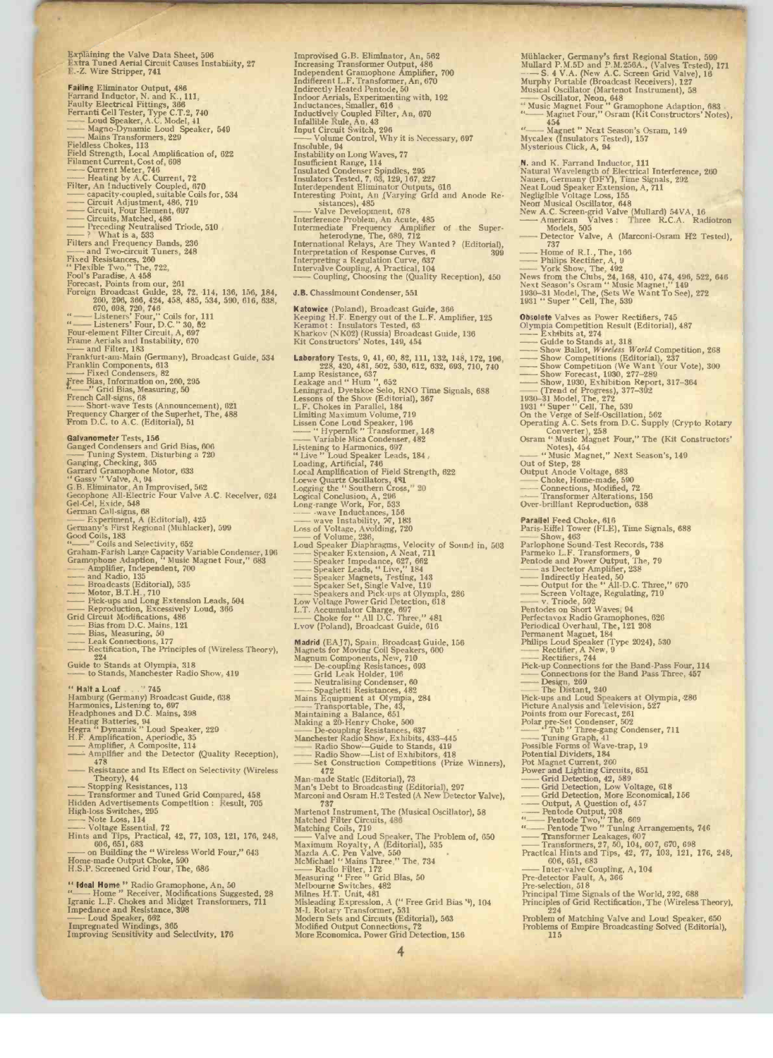Explaining the Valve Data Sheet, 596
Extra Tuned Aerial Circuit Causes Instability, 27
E.-Z. Wire Stripper, 741

**Failing** Eliminator Output, 486
Farrand Inductor, N. and K., 111
Faulty Electrical Fittings, 366
Ferranti Cell Tester, Type C.T.2, 740
—— Loud Speaker, A.C. Model, 41
—— Magno-Dynamic Loud Speaker, 540
—— Mains Transformers, 229
Fieldless Chokes, 113
Field Strength, Local Amplification of, 622
Filament Current, Cost of, 608
—— Current Meter, 746
—— Heating by A.C. Current, 72
Filter, An Inductively Coupled, 670
—— capacity-coupled, suitable Coils for, 534
—— Circuit Adjustment, 486, 719
—— Circuit, Four Element, 697
—— Circuits, Matched, 486
—— Preceding Neutralised Triode, 510
—— ? What is a, 533
Filters and Frequency Bands, 236
—— and Two-circuit Tuners, 248
Fixed Resistances, 260
"Flexible Two," The, 722
Fool's Paradise, A 458
Forecast, Points from our, 261
Foreign Broadcast Guide, 28, 72, 114, 136, 156, 184, 260, 296, 366, 424, 458, 485, 534, 590, 616, 638, 670, 698, 720, 746
"—— Listeners' Four," Coils for, 111
"—— Listeners' Four, D.C." 30, 62
Four-element Filter Circuit, A, 697
Frame Aerials and Instability, 670
—— and Filter, 183
Frankfurt-am-Main (Germany), Broadcast Guide, 534
Franklin Components, 613
—— Fixed Condensers, 82
Free Bias, Information on, 260, 295
"——" Grid Bias, Measuring, 50
French Call-signs, 68
—— Short-wave Tests (Announcement), 621
Frequency Charger of the Superhet, The, 488
From D.C. to A.C. (Editorial), 51

**Galvanometer** Tests, 156
Ganged Condensers and Grid Bias, 606
—— Tuning System, Disturbing a 720
Ganging, Checking, 365
Garrard Gramophone Motor, 633
"Gassy" Valve, A, 94
G.B. Eliminator, An Improvised, 562
Gecophone All-Electric Four Valve A.C. Receiver, 624
Gel-Cel, Exide, 548
German Call-signs, 68
—— Experiment, A (Editorial), 425
Germany's First Regional (Mühlacker), 599
Good Coils, 183
"——" Coils and Selectivity, 652
Graham-Farish Large Capacity Variable Condenser, 196
Gramophone Adaption, "Music Magnet Four," 683
—— Amplifier, Independent, 700
—— and Radio, 135
—— Broadcasts (Editorial), 535
—— Motor, B.T.H., 710
—— Pick-ups and Long Extension Leads, 504
—— Reproduction, Excessively Loud, 366
Grid Circuit Modifications, 486
—— Bias from D.C. Mains, 121
—— Bias, Measuring, 50
—— Leak Connections, 177
—— Rectification, The Principles of (Wireless Theory), 224
Guide to Stands at Olympia, 318
—— to Stands, Manchester Radio Show, 419

**"Half a Loaf . . ."** 745
Hamburg (Germany) Broadcast Guide, 638
Harmonics, Listening to, 697
Headphones and D.C. Mains, 398
Heating Batteries, 94
Hegra "Dynamik" Loud Speaker, 229
H.F. Amplification, Aperiodic, 35
—— Amplifier, A Composite, 114
—— Amplifier and the Detector (Quality Reception), 478
—— Resistance and Its Effect on Selectivity (Wireless Theory), 44
—— Stopping Resistances, 113
—— Transformer and Tuned Grid Compared, 458
Hidden Advertisements Competition: Result, 705
High-loss Switches, 295
—— Note Loss, 114
—— Voltage Essential, 72
Hints and Tips, Practical, 42, 77, 103, 121, 176, 248, 606, 651, 683
—— on Building the "Wireless World Four," 643
Home-made Output Choke, 590
H.S.P. Screened Grid Four, The, 686

**"Ideal Home"** Radio Gramophone, An, 50
"—— Home" Receiver, Modifications Suggested, 28
Igranic L.F. Chokes and Midget Transformers, 711
Impedance and Resistance, 398
—— Loud Speaker, 662
Impregnated Windings, 365
Improving Sensitivity and Selectivity, 176

Improvised G.B. Eliminator, An, 562
Increasing Transformer Output, 486
Independent Gramophone Amplifier, 700
Indifferent L.F. Transformer, An, 670
Indirectly Heated Pentode, 50
Indoor Aerials, Experimenting with, 192
Inductances, Smaller, 616
Inductively Coupled Filter, An, 670
Infallible Rule, An, 43
Input Circuit Switch, 296
—— Volume Control, Why it is Necessary, 697
Insoluble, 94
Instability on Long Waves, 77
Insufficient Range, 114
Insulated Condenser Spindles, 295
Insulators Tested, 7, 63, 129, 167, 227
Interdependent Eliminator Outputs, 616
Interesting Point, An (Varying Grid and Anode Resistances), 485
—— Valve Development, 678
Interference Problem, An Acute, 485
Intermediate Frequency Amplifier of the Superheterodyne, The, 689, 712
International Relays, Are They Wanted? (Editorial), 399
Interpretation of Response Curves, 6
Interpreting a Regulation Curve, 637
Intervalve Coupling, A Practical, 104
—— Coupling, Choosing the (Quality Reception), 450

**J.B.** Chassimount Condenser, 551

**Katowice** (Poland), Broadcast Guide, 366
Keeping H.F. Energy out of the L.F. Amplifier, 125
Keramot: Insulators Tested, 63
Kharkov (NKO2) (Russia) Broadcast Guide, 136
Kit Constructors' Notes, 149, 454

**Laboratory** Tests, 9, 41, 60, 82, 111, 132, 148, 172, 196, 228, 420, 481, 502, 530, 612, 632, 693, 710, 740
Lamp Resistance, 637
Leakage and "Hum", 652
Leningrad, Dyetskoe Selo, RNO Time Signals, 688
Lessons of the Show (Editorial), 367
L.F. Chokes in Parallel, 184
Limiting Maximum Volume, 719
Lissen Cone Loud Speaker, 196
—— "Hypernik" Transformer, 148
—— Variable Mica Condenser, 482
Listening to Harmonics, 697
"Live" Loud Speaker Leads, 184
Loading, Artificial, 746
Local Amplification of Field Strength, 622
Loewe Quartz Crystal Oscillators, 481
Logging the "Southern Cross," 20
Logical Conclusion, A, 296
Long-range Work, For, 533
—— -wave Inductances, 156
—— wave Instability, 77, 183
Loss of Voltage, Avoiding, 720
—— of Volume, 236
Loud Speaker Diaphragms, Velocity of Sound in, 503
—— Speaker Extension, A Neat, 711
—— Speaker Impedance, 627, 662
—— Speaker Leads, "Live," 184
—— Speaker Magnets, Testing, 143
—— Speaker Set, Single Valve, 119
—— Speakers and Pick-ups at Olympia, 286
Low Voltage Power Grid Detection, 618
L.T. Accumulator Charge, 697
—— Choke for "All D.C. Three," 481
Lvov (Poland), Broadcast Guide, 616

**Madrid** (EAJ7), Spain, Broadcast Guide, 156
Magnets for Moving Coil Speakers, 600
Magnum Components, New, 710
—— De-coupling Resistances, 693
—— Grid Leak Holder, 196
—— Neutralising Condenser, 60
—— Spaghetti Resistances, 482
Mains Equipment at Olympia, 284
—— Transportable, The, 43
Maintaining a Balance, 651
Making a 20-Henry Choke, 500
—— De-coupling Resistances, 637
Manchester Radio Show, Exhibits, 433–445
—— Radio Show—Guide to Stands, 419
—— Radio Show—List of Exhibitors, 418
—— Set Construction Competitions (Prize Winners), 472
Man-made Static (Editorial), 73
Man's Debt to Broadcasting (Editorial), 297
Marconi and Osram H.2 Tested (A New Detector Valve), 737
Martenot Instrument, The (Musical Oscillator), 58
Matched Filter Circuits, 486
Matching Coils, 719
—— Valve and Loud Speaker, The Problem of, 650
Maximum Royalty, A (Editorial), 535
Mazda A.C. Pen Valve, 550
McMichael "Mains Three," The, 734
—— Radio Filter, 172
Measuring "Free" Grid Bias, 50
Melbourne Switches, 482
Milnes H.T. Unit, 481
Misleading Expression, A ("Free Grid Bias"), 104
M-L Rotary Transformer, 531
Modern Sets and Circuits (Editorial), 563
Modified Output Connections, 72
More Economical Power Grid Detection, 156

Mühlacker, Germany's first Regional Station, 599
Mullard P.M.5D and P.M.256A., (Valves Tested), 171
—— S. 4 V.A. (New A.C. Screen Grid Valve), 16
Murphy Portable (Broadcast Receivers), 127
Musical Oscillator (Martenot Instrument), 58
—— Oscillator, Neon, 648
"Music Magnet Four" Gramophone Adaption, 683
"—— Magnet Four," Osram (Kit Constructors' Notes), 454
"—— Magnet" Next Season's Osram, 149
Mycalex (Insulators Tested), 157
Mysterious Click, A, 94

**N.** and K. Farrand Inductor, 111
Natural Wavelength of Electrical Interference, 260
Nauen, Germany (DFY), Time Signals, 292
Neat Loud Speaker Extension, A, 711
Negligible Voltage Loss, 155
Neon Musical Oscillator, 648
New A.C. Screen-grid Valve (Mullard) 54VA, 16
—— American Valves: Three R.C.A. Radiotron Models, 505
—— Detector Valve, A (Marconi-Osram H2 Tested), 737
—— Home of R.I., The, 166
—— Philips Rectifier, A, 9
—— York Show, The, 492
News from the Clubs, 24, 168, 410, 474, 496, 522, 646
Next Season's Osram "Music Magnet," 149
1930–31 Model, The, (Sets We Want To See), 272
1931 "Super" Cell, The, 530

**Obsolete** Valves as Power Rectifiers, 745
Olympia Competition Result (Editorial), 487
—— Exhibits at, 274
—— Guide to Stands at, 318
—— Show Ballot, *Wireless World* Competition, 268
—— Show Competitions (Editorial), 237
—— Show Competition (We Want Your Vote), 300
—— Show Forecast, 1930, 277–289
—— Show, 1930, Exhibition Report, 317–364
—— (Trend of Progress), 377–392
1930–31 Model, The, 272
1931 "Super" Cell, The, 530
On the Verge of Self-Oscillation, 562
Operating A.C. Sets from D.C. Supply (Crypto Rotary Converter), 258
Osram "Music Magnet Four," The (Kit Constructors' Notes), 454
—— "Music Magnet," Next Season's, 149
Out of Step, 28
Output Anode Voltage, 683
—— Choke, Home-made, 590
—— Connections, Modified, 72
—— Transformer Alterations, 156
Over-brilliant Reproduction, 638

**Parallel** Feed Choke, 616
Paris-Eiffel Tower (FLE), Time Signals, 688
—— Show, 463
Parlophone Sound-Test Records, 738
Parmeko L.F. Transformers, 9
Pentode and Power Output, The, 79
—— as Dectetor Amplifier, 238
—— Indirectly Heated, 50
—— Output for the "All-D.C. Three," 670
—— Screen Voltage, Regulating, 719
—— v. Triode, 592
Pentodes on Short Waves, 94
Perfectavox Radio Gramophones, 626
Periodical Overhaul, The, 121 208
Permanent Magnet, 184
Philips Loud Speaker (Type 2024), 530
—— Rectifier, A New, 9
—— Rectifiers, 744
Pick-up Connections for the Band-Pass Four, 114
—— Connections for the Band Pass Three, 457
—— Design, 269
—— The Distant, 240
Pick-ups and Loud Speakers at Olympia, 286
Picture Analysis and Television, 527
Points from our Forecast, 261
Polar pre-Set Condenser, 502
—— "Tub" Three-gang Condenser, 711
—— Tuning Graph, 41
Possible Forms of Wave-trap, 19
Potential Dividers, 184
Pot Magnet Current, 260
Power and Lighting Circuits, 651
—— Grid Detection, 42, 589
—— Grid Detection, Low Voltage, 618
—— Grid Detection, More Economical, 156
—— Output, A Question of, 457
—— Pentode Output, 208
"—— Pentode Two," The", 669
"—— Pentode Two" Tuning Arrangements, 746
—— Transformer Leakages, 607
—— Transformers, 27, 50, 104, 607, 670, 698
Practical Hints and Tips, 42, 77, 103, 121, 176, 248, 606, 651, 683
—— Inter-valve Coupling, A, 104
Pre-detector Fault, A, 366
Pre-selection, 518
Principal Time Signals of the World, 292, 688
Principles of Grid Rectification, The (Wireless Theory), 224
Problem of Matching Valve and Loud Speaker, 650
Problems of Empire Broadcasting Solved (Editorial), 115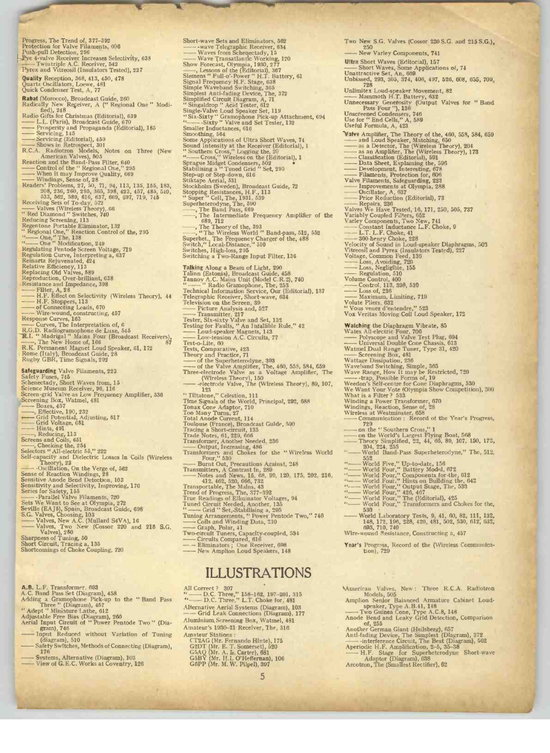Progress, The Trend of, 377–392
Protection for Valve Filaments, 606
Push-pull Detection, 296
Pye 4-valve Receiver Increases Selectivity, 638
—— Twintriple A.C. Receiver, 542
Pyrex and Vitreosil (Insulators Tested), 227

**Quality** Reception, 368, 413, 450, 478
Quartz Oscillators, Loewe, 481
Quick Condenser Test, A, 77

**Rabat** (Morocco), Broadcast Guide, 260
Radically New Receiver, A ("Regional One" Modified), 248
Radio Gifts for Christmas (Editorial), 639
—— L.L. (Paris), Broadcast Guide, 670
—— Prosperity and Propaganda (Editorial), 185
—— Servicing, 145
—— Servicing (Editorial), 459
—— Shows in Retrospect, 301
R.C.A. Radiotron Models, Notes on Three (New American Valves), 505
Reaction and the Band-Pass Filter, 640
—— Control of the "Regional One," 295
—— When it may Improve Quality, 669
—— Windings, Sense of, 28
Readers' Problems, 27, 50, 71, 94, 113, 135, 155, 183, 208, 236, 260, 295, 365, 398, 423, 457, 485, 510, 533, 562, 589, 616, 637, 669, 697, 719, 745
Receiving Sets of To-day, 572
—— Valves (Wireless Theory), 66
"Red Diamond" Switches, 740
Reducing Screening, 113
Regentone Portable Eliminator, 132
"Regional One," Reaction Control of the, 295
"—— One," The, 138
"—— One" Modification, 249
Regulating Pentode Screen Voltage, 719
Regulation Curve, Interpreting a, 637
Reinartz Rejuvenated, 424
Relative Efficiency, 113
Replacing Old Valves, 589
Reproduction, Over-brilliant, 638
Resistance and Impedance, 398
—— Filter, A, 28
—— H.F. Effect on Selectivity (Wireless Theory), 44
—— H.F. Stoppers, 113
—— of Connecting Leads, 670
—— Wire-wound, constructing, 457
Response Curves, 163
—— Curves, The Interpretation of, 6
R.G.D. Radiogramophone de Luxe, 545
R.I. "Madrigal" Mains Four (Broadcast Receivers), 87
——, The New Home of, 166
R.K. Permanent Magnet Loud Speaker, 61, 172
Rome (Italy), Broadcast Guide, 28
Rugby GBR, Time Signals, 292

**Safeguarding** Valve Filaments, 223
Safety Fuses, 745
Schenectady, Short Waves from, 15
Science Museum Receiver, 96, 116
Screen-grid Valve as Low Frequency Amplifier, 536
Screening Box, Watmel, 481
—— Boxes, 457
——, Effective, 190, 232
—— Grid Potential, Adjusting, 517
—— Grid Voltage, 651
—— Hints, 491
——, Reducing, 113
Screens and Coils, 651
——, Checking the, 254
Selectors "All-electric 55," 222
Self-capacity and Dielectric Losses in Coils (Wireless Theory), 22
—— -Oscillation, On the Verge of, 562
Sense of Reaction Windings, 28
Sensitive Anode Bend Detection, 103
Sensitivity and Selectivity, Improving, 176
Series for Safety, 155
—— -Parallel Valve Filaments, 720
Sets We Want to See at Olympia, 272
Seville (EAJ5), Spain, Broadcast Guide, 698
S.G. Valves, Choosing, 103
—— Valves, New A.C. (Mullard S4VA), 16
—— Valves, Two New (Cossor 220 and 215 S.G. Valves), 250
Sharpness of Tuning, 50
Short Circuit, Tracing a, 135
Shortcomings of Choke Coupling, 720

Short-wave Sets and Eliminators, 562
—— -wave Telegraphic Receiver, 634
—— Waves from Schenectady, 15
—— Wave Transatlantic Working, 120
Show Forecast, Olympia, 1930, 277
——, Lessons of the (Editorial), 367
Siemens "Full-o'-Power" H.T. Battery, 61
Signal Frequency H.F. Stage, 638
Simple Waveband Switching, 365
Simplest Anti-fading Device, The, 372
Simplified Circuit Diagram, A, 71
"Singaldrop" Acid Tester, 612
Single-Valve Loud Speaker Set, 119
"Six-Sixty" Gramophone Pick-up Attachment, 694
"—— -Sixty" Valve and Set Tester, 132
Smaller Inductances, 616
Smoothing, 564
Some Applications of Ultra Short Waves, 74
Sound Intensity at the Receiver (Editorial), 1
"Southern Cross," Logging the, 20
"—— Cross," Wireless on the (Editorial), 1
Sprague Midget Condensers, 502
Stabilising a "Tuned Grid" Set, 295
Step-up or Step-down, 616
Stiktape Aerial, 531
Stockholm (Sweden), Broadcast Guide, 72
Stopping Resistances, H.F., 113
"Super" Cell, The, 1931, 539
Superheterodyne, The, 590
——, The Band Pass, 669
——, The Intermediate Frequency Amplifier of the 689, 712
——, The Theory of the, 393
——, "The Wireless World" Band-pass, 512, 552
Superhet., The Frequency Charger of the, 488
Switch," Local-Distance," 510
Switches, High-loss, 295
Switching a Two-Range Input Filter, 136

**Talking** Along a Beam of Light, 290
Tallin (Estonia), Broadcast Guide, 458
Tannoy A.C. Mains Unit (Model C.R.2), 740
"—— " Radio Gramophone, The, 253
Technical Information Service, Our (Editorial), 137
Telegraphic Receiver, Short-wave, 634
Television on the Screen, 39
—— Picture Analysis and, 527
—— Transmitter, 217
Tester, Six-sixty Valve and Set, 132
Testing for Faults, "An Infallible Rule," 42
—— Loud-speaker Magnets, 143
—— Low-tension A.C. Circuits, 77
Test-o-Lite, 60
Tests, Comparative, 423
Theory and Practice, 71
—— of the Superheterodyne, 393
—— of the Valve Amplifier, The, 460, 558, 584, 659
Three-electrode Valve as a Voltage Amplifier, The (Wireless Theory), 150
—— -electrode Valve, The (Wireless Theory), 89, 107, 123
"Tiltatone," Celestion, 111
Time Signals of the World, Principal, 292, 688
Tonax Cone Adaptor, 710
Too Many Turns, 27
Total Anode Current, 114
Toulouse (France), Broadcast Guide, 590
Tracing a Short-circuit, 135
Trade Notes, 61, 229, 606
Transformer, Another Needed, 236
—— Output, Increasing, 486
Transformers and Chokes for the "Wireless World Four," 530
—— Burnt Out, Precautions Against, 248
Transmitters, A Contrast in, 280
—— Notes and News, 15, 68, 99, 120, 175, 202, 216, 412, 462, 520, 666, 732
Transportable, The Mains, 43
Trend of Progress, The, 377–392
True Readings of Eliminator Voltages, 94
Tuned Circuit Needed, Another, 135
"—— Grid" Set, Stabilising a, 295
Tuning Arrangements, "Power Pentode Two," 746
—— Coils and Winding Data, 210
—— Graph, Polar, 41
Two-circuit Tuners, Capacity-coupled, 534
—— Circuits Compared, 616
—— Eliminators; One Receiver, 698
—— New Amplion Loud Speakers, 148

Two New S.G. Valves (Cossor 220 S.G. and 215 S.G.), 250
—— New Varley Components, 741

**Ultra** Short Waves (Editorial), 157
—— Short Waves, Some Applications of, 74
Unattractive Set, An, 669
Unbiased, 293, 305, 374, 406, 497, 526, 608, 655, 709, 728
Unlimitex Loud-speaker Movement, 82
—— Mammoth H.T. Battery, 632
Unnecessary Generosity (Output Valves for "Band Pass Four"), 136
Unscreened Condensers, 746
Use for "End Cells," A, 589
Useful Formula, A, 423

**Valve** Amplifier, The Theory of the, 460, 558, 584, 659
—— and Loud Speaker, Matching, 650
—— as a Detector, The (Wireless Theory), 204
—— as an Amplifier, The (Wireless Theory), 173
—— Classification (Editorial), 501
—— Data Sheet, Explaining the, 596
—— Development, Interesting, 678
—— Filaments, Protection for, 606
Valve Filaments, Safeguarding, 223
—— Improvements at Olympia, 288
—— Oscillator, A, 637
—— Price Reduction (Editorial), 73
—— Repairs, 236
Valves We Have Tested, 16, 171, 250, 505, 737
Variably Coupled Filters, 652
Varley Components, Two New, 741
—— Constant Inductance L.F. Choke, 9
—— L.T. L.F. Choke, 41
—— 300-henry Choke, 228
Velocity of Sound in Loud-speaker Diaphragms, 503
Vitreosil and Pyrex (Insulators Tested), 227
Voltage, Common Feed, 136
—— Loss, Avoiding, 720
—— Loss, Negligible, 155
—— Regulation, 510
Volume Control, 400
—— Control, 113, 398, 510
—— Loss of, 236
—— Maximum, Limiting, 719
Volute Pliers, 632
"Vous venez d'entendre," 523
Vox Veritas Moving Coil Loud Speaker, 172

**Watching** the Diaphragm Vibrate, 85
Wates All-electric Four, 706
—— Polyscope and Valve Test Plug, 694
—— Universal Double Cone Chassis, 613
Watmel Dual Range Tuner, Type 31, 420
—— Screening Box, 481
Wattage Dissipation, 236
Waveband Switching, Simple, 365
Wave Range, How It may be Restricted, 720
—— -trap, Possible Forms of, 19
Weedon's Self-centre for Cone Diaphragms, 530
We Want Your Vote (Olympia Show Competition), 300
What is a Filter? 533
Winding a Power Transformer, 670
Windings, Reaction, Sense of, 28
Wireless at Westminster, 658
—— Communication: Record of the Year's Progress, 729
—— on the "Southern Cross," 1
—— on the World's Largest Flying Boat, 568
—— Theory Simplified, 22, 44, 66, 89, 107, 150, 173, 204, 224, 255
"—— World Band-Pass Superheterodyne," The, 512, 552
"—— World Five," Up-to-date, 156
"—— World Four," Battery Model, 672
"—— World Four," Components for the, 612
"—— World Four," Hints on Building the, 643
"—— World Four," Output Stage, The, 533
"—— World Four," 426, 467
"—— World Four," The (Editorial), 425
"—— World Four," Transformers and Chokes for the, 530
—— World Laboratory Tests, 9, 41, 60, 82, 111, 132, 148, 172, 196, 228, 420, 481, 502, 530, 612, 632, 693, 710, 740
Wire-wound Resistance, Constructing a, 457

**Year's** Progress, Record of the (Wireless Communication), 729

# ILLUSTRATIONS

**A.B.** L.F. Transformer, 693
A.C. Band Pass Set (Diagram), 458
Adding a Gramophone Pick-up to the "Band Pass Three" (Diagram), 457
"Adept" Miniature Lathe, 612
Adjustable Free Bias (Diagram), 260
Aerial Input Circuit of "Power Pentode Two" (Diagram), 746
—— Input Reduced without Variation of Tuning (diagram), 510
—— Safety Switches, Methods of Connecting (Diagram), 176
—— Systems, Alternative (Diagram), 103
—— View of G.E.C. Works at Coventry, 126

All Correct? 307
"—— D.C. Three," 158–162, 197–201, 315
"—— D.C. Three," L.T. Choke for, 481
Alternative Aerial Systems (Diagram), 103
—— Grid Leak Connections (Diagram), 177
Aluminium Screening Box, Watmel, 481
Amateur's 1930–31 Receiver, The, 316
Amateur Stations:
CT2AG (Mr. Fernando Hinte), 175
G2DT (Mr. E. T. Somerset), 520
G5AQ (Mr. A. L. Carter), 681
G5BY (Mr. H. L. O'Heffernan), 106
G6PP (Mr. M. W. Pilpel), 397

American Valves, New: Three R.C.A. Radiotron Models, 505
Amplion Senior Balanced Armature Cabinet Loud-speaker, Type A.B.41, 148
—— Two Guinea Cone, Type A.C.8, 148
Anode Bend and Leaky Grid Detection, Comparison of, 255
Another German Giant (Heilsberg), 657
Anti-fading Device, The Simplest (Diagram), 372
—— -interference Circuit, The Best (Diagram), 562
Aperiodic H.F. Amplification, 2–5, 35–38
—— H.F. Stage for Superheterodyne Short-wave Adaptor (Diagram), 638
Arcotron, The (Smallest Rectifier), 62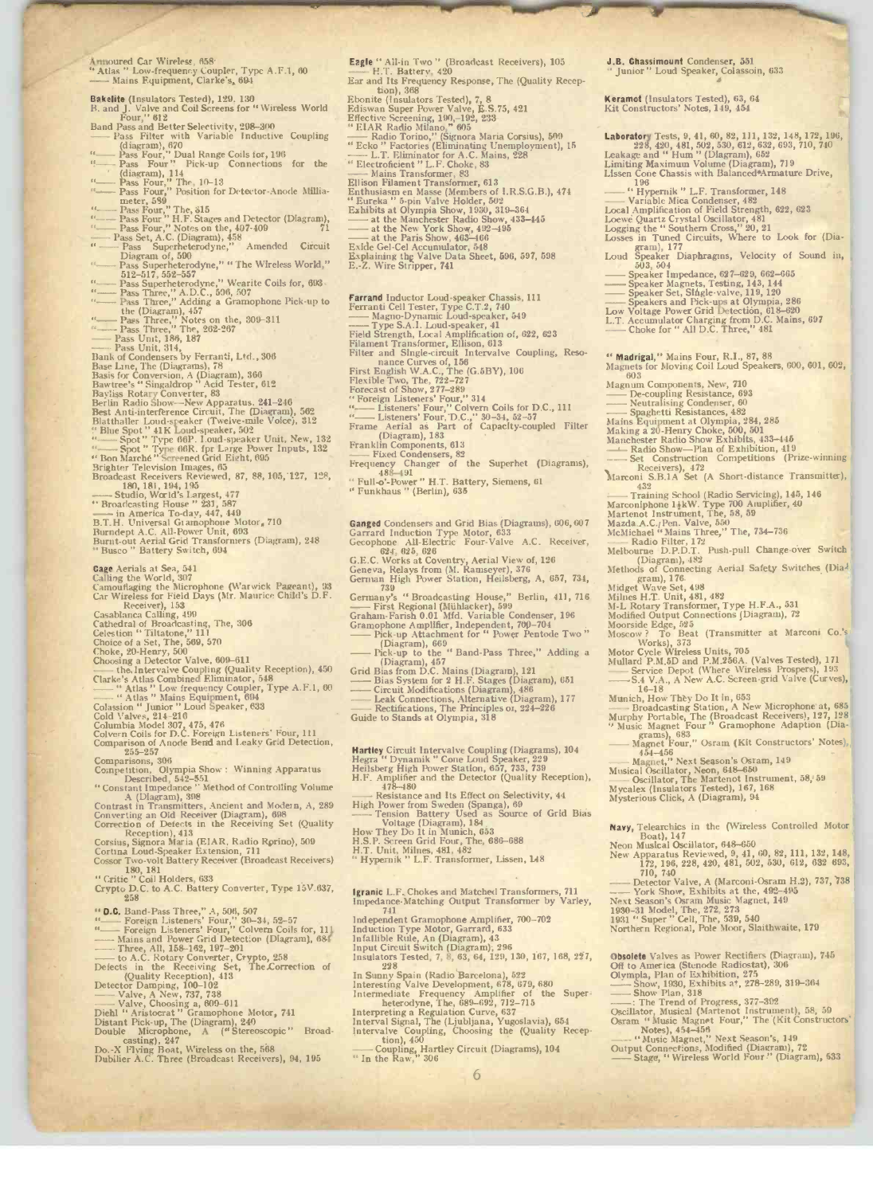Armoured Car Wireless, 658
" Atlas " Low-frequency Coupler, Type A.F.1, 60
—— Mains Equipment, Clarke's, 694

**Bakelite** (Insulators Tested), 129, 130
B. and J. Valve and Coil Screens for " Wireless World Four," 612
Band Pass and Better Selectivity, 298–300
—— Pass Filter with Variable Inductive Coupling (diagram), 670
" —— Pass Four," Dual Range Coils for, 196
" —— Pass Four" Pick-up Connections for the (diagram), 114
" —— Pass Four," The, 10–13
" —— Pass Four," Position for Detector-Anode Milliameter, 589
" —— Pass Four," The, 315
" —— Pass Four " H.F. Stages and Detector (Diagram), 71
" —— Pass Four," Notes on the, 407–409
—— Pass Set, A.C. (Diagram), 458
" —— Pass Superheterodyne," Amended Circuit Diagram of, 500
" —— Pass Superheterodyne," " The Wireless World," 512–517, 552–557
" —— Pass Superheterodyne," Wearite Coils for, 693
" —— Pass Three," A.D.C., 506, 507
" —— Pass Three," Adding a Gramophone Pick-up to the (Diagram), 457
" —— Pass Three," Notes on the, 309–311
" —— Pass Three," The, 262–267
—— Pass Unit, 186, 187
—— Pass Unit, 314,
Bank of Condensers by Ferranti, Ltd., 306
Base Line, The (Diagrams), 78
Basis for Conversion, A (Diagram), 366
Bawtree's " Singaldrop " Acid Tester, 612
Bayliss Rotary Converter, 83
Berlin Radio Show—New Apparatus, 241–246
Best Anti-interference Circuit, The (Diagram), 562
Blatthaller Loud-speaker (Twelve-mile Voice), 312
" Blue Spot " 41K Loud-speaker, 502
" —— Spot " Type 66P. Loud-speaker Unit, New, 132
" —— Spot " Type 66R. for Large Power Inputs, 132
" Bon Marché " Screened Grid Eight, 695
Brighter Television Images, 65
Broadcast Receivers Reviewed, 87, 88, 105, 127, 128, 180, 181, 194, 195
—— Studio, World's Largest, 477
" Broadcasting House " 231, 587
—— in America To-day, 447, 449
B.T.H. Universal Gramophone Motor, 710
Burndept A.C. All-Power Unit, 693
Burnt-out Aerial Grid Transformers (Diagram), 248
" Busco " Battery Switch, 694

**Cage** Aerials at Sea, 541
Calling the World, 307
Camouflaging the Microphone (Warwick Pageant), 93
Car Wireless for Field Days (Mr. Maurice Child's D.F. Receiver), 153
Casablanca Calling, 499
Cathedral of Broadcasting, The, 306
Celestion " Tiltatone," 111
Choice of a Set, The, 569, 570
Choke, 20-Henry, 500
Choosing a Detector Valve, 609–611
—— the Intervalve Coupling (Quality Reception), 450
Clarke's Atlas Combined Eliminator, 548
—— " Atlas " Low frequency Coupler, Type A.F.1, 60
—— " Atlas " Mains Equipment, 694
Colassion " Junior " Loud Speaker, 633
Cold Valves, 214–216
Columbia Model 307, 475, 476
Colvern Coils for D.C. Foreign Listeners' Four, 111
Comparison of Anode Bend and Leaky Grid Detection, 255–257
Comparisons, 306
Competition, Olympia Show : Winning Apparatus Described, 542–551
" Constant Impedance " Method of Controlling Volume A (Diagram), 398
Contrast in Transmitters, Ancient and Modern, A, 289
Converting an Old Receiver (Diagram), 698
Correction of Defects in the Receiving Set (Quality Reception), 413
Corsius, Signora Maria (EIAR, Radio Rorino), 509
Cortina Loud-Speaker Extension, 711
Cossor Two-volt Battery Receiver (Broadcast Receivers) 180, 181
" Critic " Coil Holders, 633
Crypto D.C. to A.C. Battery Converter, Type 15V.637, 258

" **D.C.** Band-Pass Three," A, 506, 507
" —— Foreign Listeners' Four," 30–34, 52–57
" —— Foreign Listeners' Four," Colvern Coils for, 111
—— Mains and Power Grid Detection (Diagram), 684
—— Three, All, 158–162, 197–201
—— to A.C. Rotary Converter, Crypto, 258
Defects in the Receiving Set, The Correction of (Quality Reception), 413
Detector Damping, 100–102
—— Valve, A New, 737, 738
—— Valve, Choosing a, 609–611
Diehl " Aristocrat " Gramophone Motor, 741
Distant Pick-up, The (Diagram), 240
Double Microphone, A (" Stereoscopic " Broadcasting), 247
Do.-X Flying Boat, Wireless on the, 568
Dubilier A.C. Three (Broadcast Receivers), 94, 195

**Eagle** " All-in Two " (Broadcast Receivers), 105
—— H.T. Battery, 420
Ear and Its Frequency Response, The (Quality Reception), 368
Ebonite (Insulators Tested), 7, 8
Ediswan Super Power Valve, E.S.75, 421
Effective Screening, 190–192, 233
" EIAR Radio Milano," 605
—— Radio Torino," (Signora Maria Corsius), 509
" Ecko " Factories (Eliminating Unemployment), 15
—— L.T. Eliminator for A.C. Mains, 228
" Electroficient " L.F. Choke, 83
—— Mains Transformer, 83
Ellison Filament Transformer, 613
Enthusiasm en Masse (Members of I.R.S.G.B.), 474
" Eureka " 5-pin Valve Holder, 502
Exhibits at Olympia Show, 1930, 319–364
—— at the Manchester Radio Show, 433–445
—— at the New York Show, 492–495
—— at the Paris Show, 465–466
Exide Gel-Cel Accumulator, 548
Explaining the Valve Data Sheet, 596, 597, 598
E.-Z. Wire Stripper, 741

**Farrand** Inductor Loud-speaker Chassis, 111
Ferranti Cell Tester, Type C.T.2, 740
—— Magno-Dynamic Loud-speaker, 549
—— Type S.A.1. Loud-speaker, 41
Field Strength, Local Amplification of, 622, 623
Filament Transformer, Ellison, 613
Filter and Single-circuit Intervalve Coupling, Resonance Curves of, 156
First English W.A.C., The (G.5BY), 106
Flexible Two, The, 722–727
Forecast of Show, 277–289
" Foreign Listeners' Four," 314
" —— Listeners' Four," Colvern Coils for D.C., 111
" —— Listeners' Four, D.C.," 30–34, 52–57
Frame Aerial as Part of Capacity-coupled Filter (Diagram), 183
Franklin Components, 613
—— Fixed Condensers, 82
Frequency Changer of the Superhet (Diagrams), 488–491
" Full-o'-Power " H.T. Battery, Siemens, 61
" Funkhaus " (Berlin), 635

**Ganged** Condensers and Grid Bias (Diagrams), 606, 607
Garrard Induction Type Motor, 633
Gecophone All-Electric Four-Valve A.C. Receiver, 624, 625, 626
G.E.C. Works at Coventry, Aerial View of, 126
Geneva, Relays from (M. Ramseyer), 376
German High Power Station, Heilsberg, A, 657, 734, 739
Germany's " Broadcasting House," Berlin, 411, 716
—— First Regional (Mühlacker), 599
Graham-Farish 0.01 Mfd. Variable Condenser, 196
Gramophone Amplifier, Independent, 700–704
—— Pick-up Attachment for " Power Pentode Two " (Diagram), 669
—— Pick-up to the " Band-Pass Three," Adding a (Diagram), 457
Grid Bias from D.C. Mains (Diagram), 121
—— Bias System for 2 H.F. Stages (Diagram), 651
—— Circuit Modifications (Diagram), 486
—— Leak Connections, Alternative (Diagram), 177
—— Rectifications, The Principles of, 224–226
Guide to Stands at Olympia, 318

**Hartley** Circuit Intervalve Coupling (Diagrams), 104
Hegra " Dynamik " Cone Loud Speaker, 229
Heilsberg High Power Station, 657, 733, 739
H.F. Amplifier and the Detector (Quality Reception), 478–480
—— Resistance and Its Effect on Selectivity, 44
High Power from Sweden (Spanga), 69
—— Tension Battery Used as Source of Grid Bias Voltage (Diagram), 184
How They Do It in Munich, 653
H.S.P. Screen Grid Four, The, 686–688
H.T. Unit, Milnes, 481, 482
" Hypernik " L.F. Transformer, Lissen, 148

**Igranic** L.F. Chokes and Matched Transformers, 711
Impedance-Matching Output Transformer by Varley, 741
Independent Gramophone Amplifier, 700–702
Induction Type Motor, Garrard, 633
Infallible Rule, An (Diagram), 43
Input Circuit Switch (Diagram), 296
Insulators Tested, 7, 8, 63, 64, 129, 130, 167, 168, 227, 228
In Sunny Spain (Radio Barcelona), 522
Interesting Valve Development, 678, 679, 680
Intermediate Frequency Amplifier of the Superheterodyne, The, 689–692, 712–715
Interpreting a Regulation Curve, 637
Interval Signal, The (Ljubljana, Yugoslavia), 654
Intervalve Coupling, Choosing the (Quality Reception), 450
—— Coupling, Hartley Circuit (Diagrams), 104
" In the Raw," 306

**J.B. Chassimount** Condenser, 551
" Junior " Loud Speaker, Colassoin, 633

**Keramot** (Insulators Tested), 63, 64
Kit Constructors' Notes, 149, 454

**Laboratory** Tests, 9, 41, 60, 82, 111, 132, 148, 172, 196, 228, 420, 481, 502, 530, 612, 632, 693, 710, 740
Leakage and " Hum " (Diagram), 652
Limiting Maximum Volume (Diagram), 719
Lissen Cone Chassis with Balanced-Armature Drive, 196
—— " Hypernik " L.F. Transformer, 148
—— Variable Mica Condenser, 482
Local Amplification of Field Strength, 622, 623
Loewe Quartz Crystal Oscillator, 481
Logging the " Southern Cross," 20, 21
Losses in Tuned Circuits, Where to Look for (Diagram), 177
Loud Speaker Diaphragms, Velocity of Sound in, 503, 504
—— Speaker Impedance, 627–629, 662–665
—— Speaker Magnets, Testing, 143, 144
—— Speaker Set, Single-valve, 119, 120
—— Speakers and Pick-ups at Olympia, 286
Low Voltage Power Grid Detection, 618–620
L.T. Accumulator Charging from D.C. Mains, 697
—— Choke for " All D.C. Three," 481

" **Madrigal**," Mains Four, R.I., 87, 88
Magnets for Moving Coil Loud Speakers, 600, 601, 602, 603
Magnum Components, New, 710
—— De-coupling Resistance, 693
—— Neutralising Condenser, 60
—— Spaghetti Resistances, 482
Mains Equipment at Olympia, 284, 285
Making a 20-Henry Choke, 500, 501
Manchester Radio Show Exhibits, 433–445
—— Radio Show—Plan of Exhibition, 419
—— Set Construction Competitions (Prize-winning Receivers), 472
Marconi S.B.1A Set (A Short-distance Transmitter), 432
—— Training School (Radio Servicing), 145, 146
Marconiphone 1½kW. Type 700 Amplifier, 40
Martenot Instrument, The, 58, 59
Mazda A.C./Pen. Valve, 550
McMichael " Mains Three," The, 734–736
—— Radio Filter, 172
Melbourne D.P.D.T. Push-pull Change-over Switch (Diagram), 482
Methods of Connecting Aerial Safety Switches (Diagram), 176
Midget Wave Set, 491
Milnes H.T. Unit, 481, 482
M-L Rotary Transformer, Type H.F.A., 531
Modified Output Connections (Diagram), 72
Moorside Edge, 625
Moscow ? To Beat (Transmitter at Marconi Co.'s Works), 373
Motor Cycle Wireless Units, 705
Mullard P.M.5D and P.M.256A. (Valves Tested), 171
—— Service Depot (Where Wireless Prospers), 193
—— S.4 V.A., A New A.C. Screen-grid Valve (Curves), 16–18
Munich, How They Do It in, 653
—— Broadcasting Station, A New Microphone at, 685
Murphy Portable, The (Broadcast Receivers), 127, 128
" Music Magnet Four " Gramophone Adaption (Diagrams), 683
—— Magnet Four," Osram (Kit Constructors' Notes), 454–456
—— Magnet," Next Season's Osram, 149
Musical Oscillator, Neon, 648–650
—— Oscillator, The Martenot Instrument, 58, 59
Mycalex (Insulators Tested), 167, 168
Mysterious Click, A (Diagram), 94

**Navy**, Telearchics in the (Wireless Controlled Motor Boat), 147
Neon Musical Oscillator, 648–650
New Apparatus Reviewed, 9, 41, 60, 82, 111, 132, 148, 172, 196, 228, 420, 481, 502, 530, 612, 632, 693, 710, 740
—— Detector Valve, A (Marconi-Osram H.2), 737, 738
—— York Show, Exhibits at the, 492–495
Next Season's Osram Music Magnet, 149
1930–31 Model, The, 272, 273
1931 " Super " Cell, The, 539, 540
Northern Regional, Pole Moor, Slaithwaite, 179

**Obsolete** Valves as Power Rectifiers (Diagram), 745
Off to America (Stenode Radiostat), 306
Olympia, Plan of Exhibition, 275
—— Show, 1930, Exhibits at, 278–289, 319–364
—— Show Plan, 318
——: The Trend of Progress, 377–392
Oscillator, Musical (Martenot Instrument), 58, 59
Osram " Music Magnet Four," The (Kit Constructors' Notes), 454–456
—— " Music Magnet," Next Season's, 149
Output Connections, Modified (Diagram), 72
—— Stage, " Wireless World Four " (Diagram), 633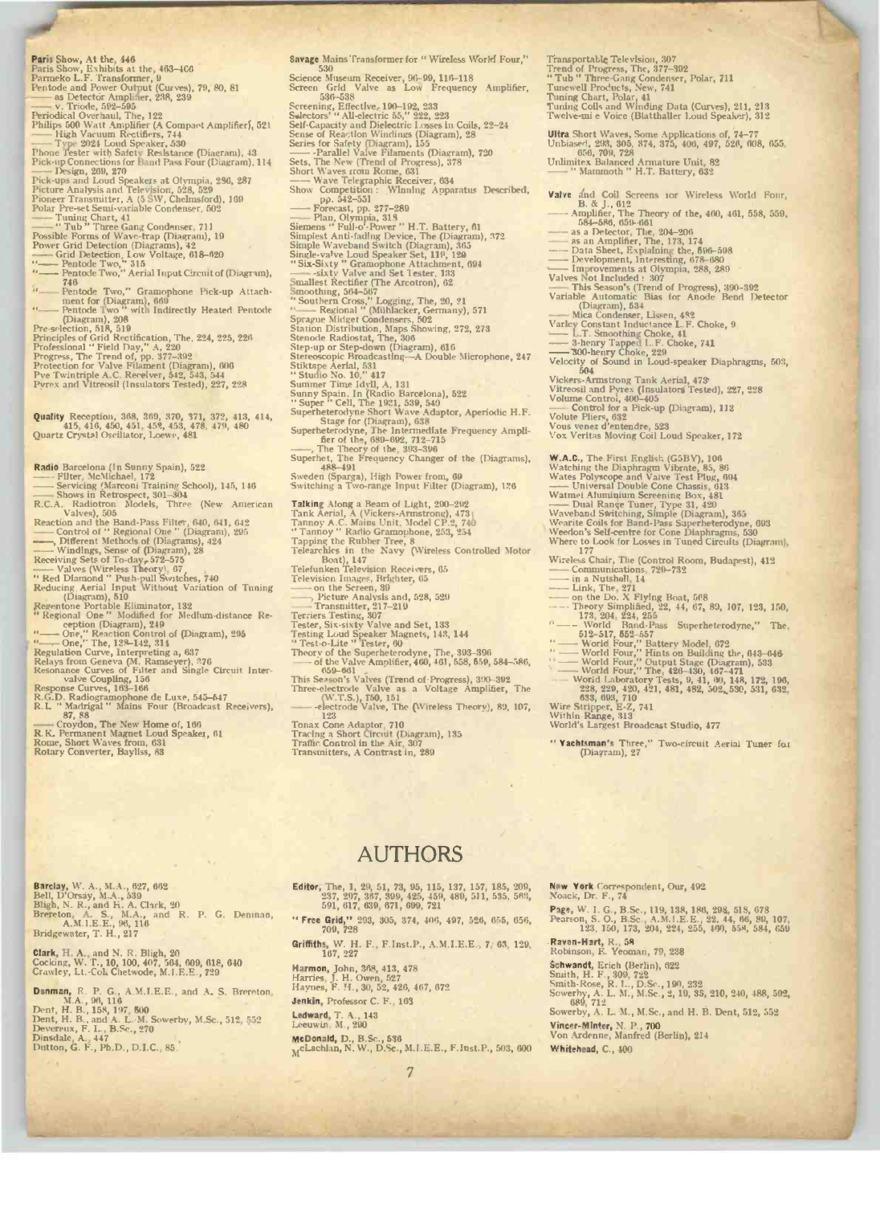**Paris** Show, At the, 446
Paris Show, Exhibits at the, 463–466
Parmeko L.F. Transformer, 9
Pentode and Power Output (Curves), 79, 80, 81
—— as Detector Amplifier, 238, 239
—— v. Triode, 592–595
Periodical Overhaul, The, 122
Philips 600 Watt Amplifier (A Compact Amplifier), 521
—— High Vacuum Rectifiers, 744
—— Type 2024 Loud Speaker, 530
Phone Tester with Safety Resistance (Diagram), 43
Pick-up Connections for Band Pass Four (Diagram), 114
—— Design, 269, 270
Pick-ups and Loud Speakers at Olympia, 286, 287
Picture Analysis and Television, 528, 529
Pioneer Transmitter, A (5 SW, Chelmsford), 169
Polar Pre-set Semi-variable Condenser, 502
—— Tuning Chart, 41
—— "Tub" Three Gang Condenser, 711
Possible Forms of Wave-trap (Diagram), 19
Power Grid Detection (Diagrams), 42
—— Grid Detection, Low Voltage, 618–620
"—— Pentode Two," 315
"—— Pentode Two," Aerial Input Circuit of (Diagram), 746
"—— Pentode Two," Gramophone Pick-up Attachment for (Diagram), 669
"—— Pentode Two" with Indirectly Heated Pentode (Diagram), 208
Pre-selection, 518, 519
Principles of Grid Rectification, The, 224, 225, 226
Professional "Field Day," A, 220
Progress, The Trend of, pp. 377–392
Protection for Valve Filament (Diagram), 606
Pye Twintriple A.C. Receiver, 542, 543, 544
Pyrex and Vitreosil (Insulators Tested), 227, 228

**Quality** Reception, 368, 369, 370, 371, 372, 413, 414, 415, 416, 450, 451, 452, 453, 478, 479, 480
Quartz Crystal Oscillator, Loewe, 481

**Radio** Barcelona (In Sunny Spain), 522
—— Filter, McMichael, 172
—— Servicing (Marconi Training School), 145, 146
—— Shows in Retrospect, 301–304
R.C.A. Radiotron Models, Three (New American Valves), 505
Reaction and the Band-Pass Filter, 640, 641, 642
—— Control of "Regional One" (Diagram), 295
——, Different Methods of (Diagrams), 424
—— Windings, Sense of (Diagram), 28
Receiving Sets of To-day, 572–575
—— Valves (Wireless Theory), 67
"Red Diamond" Push-pull Switches, 740
Reducing Aerial Input Without Variation of Tuning (Diagram), 510
Regentone Portable Eliminator, 132
"Regional One" Modified for Medium-distance Reception (Diagram), 249
"—— One," Reaction Control of (Diagram), 295
"—— One," The, 128–142, 314
Regulation Curve, Interpreting a, 637
Relays from Geneva (M. Ramseyer), 276
Resonance Curves of Filter and Single Circuit Inter-valve Coupling, 156
Response Curves, 163–166
R.G.D. Radiogramophone de Luxe, 545–547
R. L. "Madrigal" Mains Four (Broadcast Receivers), 87, 88
—— Croydon, The New Home of, 166
R.K. Permanent Magnet Loud Speaker, 61
Rome, Short Waves from, 631
Rotary Converter, Bayliss, 83

**Savage** Mains Transformer for "Wireless World Four," 530
Science Museum Receiver, 96–99, 116–118
Screen Grid Valve as Low Frequency Amplifier, 536–538
Screening, Effective, 190–192, 233
Selectors' "All-electric 55," 222, 223
Self-Capacity and Dielectric Losses in Coils, 22–24
Sense of Reaction Windings (Diagram), 28
Series for Safety (Diagram), 155
—— -Parallel Valve Filaments (Diagram), 720
Sets, The New (Trend of Progress), 378
Short Waves from Rome, 631
—— Wave Telegraphic Receiver, 634
Show Competition: Winning Apparatus Described, pp. 542–551
—— Forecast, pp. 277–289
—— Plan, Olympia, 318
Siemens "Full-o'-Power" H.T. Battery, 61
Simplest Anti-fading Device, The (Diagram), 372
Simple Waveband Switch (Diagram), 365
Single-valve Loud Speaker Set, 119, 120
"Six-Sixty" Gramophone Attachment, 694
—— -sixty Valve and Set Tester, 133
Smallest Rectifier (The Arcotron), 62
Smoothing, 564–567
"Southern Cross," Logging, The, 20, 21
"—— Regional" (Mühlacker, Germany), 571
Sprague Midget Condensers, 502
Station Distribution, Maps Showing, 272, 273
Stenode Radiostat, The, 306
Step-up or Step-down (Diagram), 616
Stereoscopic Broadcasting—A Double Microphone, 247
Stiktape Aerial, 531
"Studio No. 10," 417
Summer Time Idyll, A, 131
Sunny Spain, In (Radio Barcelona), 522
"Super" Cell, The 1931, 539, 540
Superheterodyne Short Wave Adaptor, Aperiodic H.F. Stage for (Diagram), 638
Superheterodyne, The Intermediate Frequency Amplifier of the, 689–692, 712–715
——, The Theory of the, 393–396
Superhet, The Frequency Changer of the (Diagrams), 488–491
Sweden (Sparga), High Power from, 69
Switching a Two-range Input Filter (Diagram), 126

**Talking** Along a Beam of Light, 200–202
Tank Aerial, A (Vickers-Armstrong), 473
Tannoy A.C. Mains Unit, Model CP.2, 740
"Tannoy" Radio Gramophone, 253, 254
Tapping the Rubber Tree, 8
Telearchics in the Navy (Wireless Controlled Motor Boat), 147
Telefunken Television Receivers, 65
Television Images, Brighter, 65
—— on the Screen, 30
——, Picture Analysis and, 528, 529
—— Transmitter, 217–219
Terriers Testing, 307
Tester, Six-sixty Valve and Set, 133
Testing Loud Speaker Magnets, 143, 144
"Test-o-Lite" Tester, 60
Theory of the Superheterodyne, The, 393–396
—— of the Valve Amplifier, 460, 461, 558, 559, 584–586, 659–661
This Season's Valves (Trend of Progress), 390–392
Three-electrode Valve as a Voltage Amplifier, The (W.T.S.), 150, 151
—— -electrode Valve, The (Wireless Theory), 89, 107, 123
Tonax Cone Adaptor, 710
Tracing a Short Circuit (Diagram), 135
Traffic Control in the Air, 307
Transmitters, A Contrast in, 289

Transportable Television, 307
Trend of Progress, The, 377–392
"Tub" Three-Gang Condenser, Polar, 711
Tunewell Products, New, 741
Tuning Chart, Polar, 41
Tuning Coils and Winding Data (Curves), 211, 213
Twelve-mile Voice (Blatthaller Loud Speaker), 312

**Ultra** Short Waves, Some Applications of, 74–77
Unbiased, 293, 305, 374, 375, 406, 497, 526, 608, 655, 656, 709, 728
Unimitex Balanced Armature Unit, 82
Unlimitex "Mammoth" H.T. Battery, 632

**Valve** and Coil Screens for Wireless World Four, B. & J., 612
—— Amplifier, The Theory of the, 460, 461, 558, 559, 584–586, 659–661
—— as a Detector, The, 204–206
—— as an Amplifier, The, 173, 174
—— Data Sheet, Explaining the, 596–598
—— Development, Interesting, 678–680
—— Improvements at Olympia, 288, 289
Valves Not Included: 307
—— This Season's (Trend of Progress), 390–392
Variable Automatic Bias for Anode Bend Detector (Diagram), 534
—— Mica Condenser, Lissen, 482
Varley Constant Inductance L.F. Choke, 9
—— L.T. Smoothing Choke, 41
—— 3-henry Tapped L.F. Choke, 741
—— 300-henry Choke, 229
Velocity of Sound in Loud-speaker Diaphragms, 503, 504
Vickers-Armstrong Tank Aerial, 473
Vitreosil and Pyrex (Insulators Tested), 227, 228
Volume Control, 400–405
—— Control for a Pick-up (Diagram), 113
Volute Pliers, 632
Vous venez d'entendre, 523
Vox Veritas Moving Coil Loud Speaker, 172

**W.A.C.**, The First English (G5BY), 106
Watching the Diaphragm Vibrate, 85, 86
Wates Polyscope and Valve Test Plug, 694
—— Universal Double Cone Chassis, 613
Watmel Aluminium Screening Box, 481
—— Dual Range Tuner, Type 31, 420
Waveband Switching, Simple (Diagram), 365
Wearite Coils for Band-Pass Superheterodyne, 693
Weedon's Self-centre for Cone Diaphragms, 530
Where to Look for Losses in Tuned Circuits (Diagram), 177
Wireless Chair, The (Control Room, Budapest), 412
—— Communications, 729–732
—— in a Nutshell, 14
—— Link, The, 271
—— on the Do. X Flying Boat, 568
—— Theory Simplified, 22, 44, 67, 89, 107, 123, 150, 173, 204, 224, 255
"—— World Band-Pass Superheterodyne," The, 512–517, 552–557
"—— World Four," Battery Model, 672
"—— World Four," Hints on Building the, 643–646
"—— World Four," Output Stage (Diagram), 533
"—— World Four," The, 426–430, 467–471
—— World Laboratory Tests, 9, 41, 60, 148, 172, 196, 228, 229, 420, 421, 481, 482, 502, 530, 531, 632, 633, 693, 710
Wire Stripper, E-Z, 741
Within Range, 313
World's Largest Broadcast Studio, 477

"**Yachtsman's** Three," Two-circuit Aerial Tuner for (Diagram), 27

# AUTHORS

**Barclay**, W. A., M.A., 627, 662
Bell, D'Orsay, M.A., 539
Bligh, N. R., and H. A. Clark, 20
Brereton, A. S., M.A., and R. P. G. Denman, A.M.I.E.E., 96, 116
Bridgewater, T. H., 217

**Clark**, H. A., and N. R. Bligh, 20
Cocking, W. T., 10, 100, 407, 564, 609, 618, 640
Crawley, Lt.-Col. Chetwode, M.I.E.E., 729

**Denman**, R. P. G., A.M.I.E.E., and A. S. Brereton, M.A., 96, 116
Dent, H. B., 158, 197, 500
Dent, H. B., and A. L. M. Sowerby, M.Sc., 512, 552
Devereux, F. L., B.Sc., 270
Dinsdale, A., 447
Dutton, G. F., Ph.D., D.I.C., 85

**Editor**, The, 1, 29, 51, 73, 95, 115, 137, 157, 185, 209, 237, 297, 387, 399, 425, 459, 480, 511, 535, 563, 591, 617, 639, 671, 699, 721
"**Free Grid**," 293, 305, 374, 406, 497, 526, 655, 656, 709, 728
**Griffiths**, W. H. F., F.Inst.P., A.M.I.E.E., 7, 63, 129, 167, 227
**Harmon**, John, 368, 413, 478
Harries, J. H. Owen, 527
Haynes, F. H., 30, 52, 426, 467, 672
**Jenkin**, Professor C. F., 163
**Ledward**, T. A., 143
Leeuwin, M., 200
**McDonald**, D., B.Sc., 536
McLachlan, N. W., D.Sc., M.I.E.E., F.Inst.P., 503, 600

**New York** Correspondent, Our, 492
Noack, Dr. F., 74
**Page**, W. I. G., B.Sc., 119, 138, 186, 298, 518, 678
Pearson, S. O., B.Sc., A.M.I.E.E., 22, 44, 66, 89, 107, 123, 150, 173, 204, 224, 255, 460, 558, 584, 659
**Raven-Hart**, R., 58
Robinson, E. Yeoman, 79, 238
**Schwandt**, Erich (Berlin), 622
Smith, H. F., 309, 722
Smith-Rose, R. L., D.Sc., 190, 232
Sowerby, A. L. M., M.Sc., 2, 19, 35, 210, 240, 488, 592, 689, 712
Sowerby, A. L. M., M.Sc., and H. B. Dent, 512, 552
**Vincer-Minter**, N. P., 700
Von Ardenne, Manfred (Berlin), 214
**Whitehead**, C., 400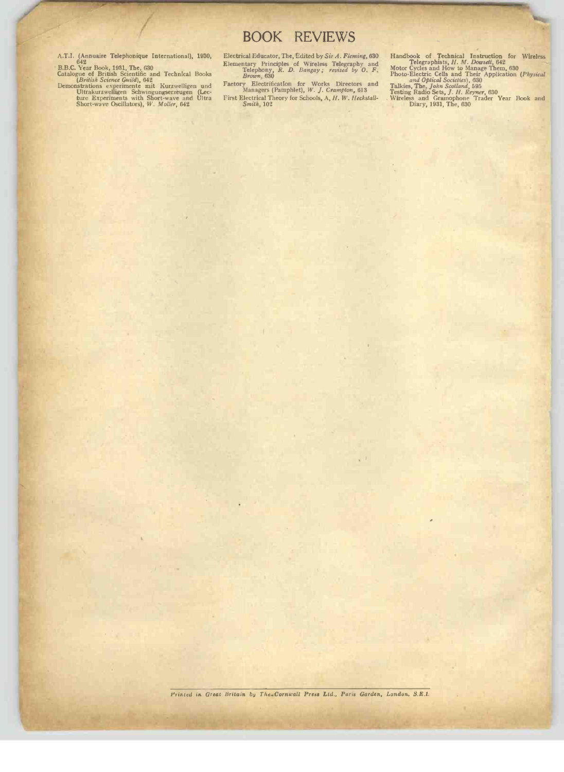# BOOK REVIEWS

A.T.I. (Annuaire Telephonique International), 1930, 642

B.B.C. Year Book, 1931, The, 630

Catalogue of British Scientific and Technical Books (*British Science Guild*), 642

Demonstrations experimente mit Kurzwelligen und Ultrakurzwelligen Schwingungserzeugen (Lecture Experiments with Short-wave and Ultra Short-wave Oscillators), *W. Moller*, 642

Electrical Educator, The, Edited by *Sir A. Fleming*, 630

Elementary Principles of Wireless Telegraphy and Telephony, *R. D. Bangay; revised by O. F. Brown*, 630

Factory Electrification for Works Directors and Managers (Pamphlet), *W. J. Crampton*, 613

First Electrical Theory for Schools, A, *H. W. Heckstall-Smith*, 102

Handbook of Technical Instruction for Wireless Telegraphists, *H. M. Dowsett*, 642

Motor Cycles and How to Manage Them, 630

Photo-Electric Cells and Their Application (*Physical and Optical Societies*), 630

Talkies, The, *John Scotland*, 595

Testing Radio Sets, *J. H. Reyner*, 630

Wireless and Gramophone Trader Year Book and Diary, 1931, The, 630

*Printed in Great Britain by The Cornwall Press Ltd., Paris Garden, London, S.E.1.*